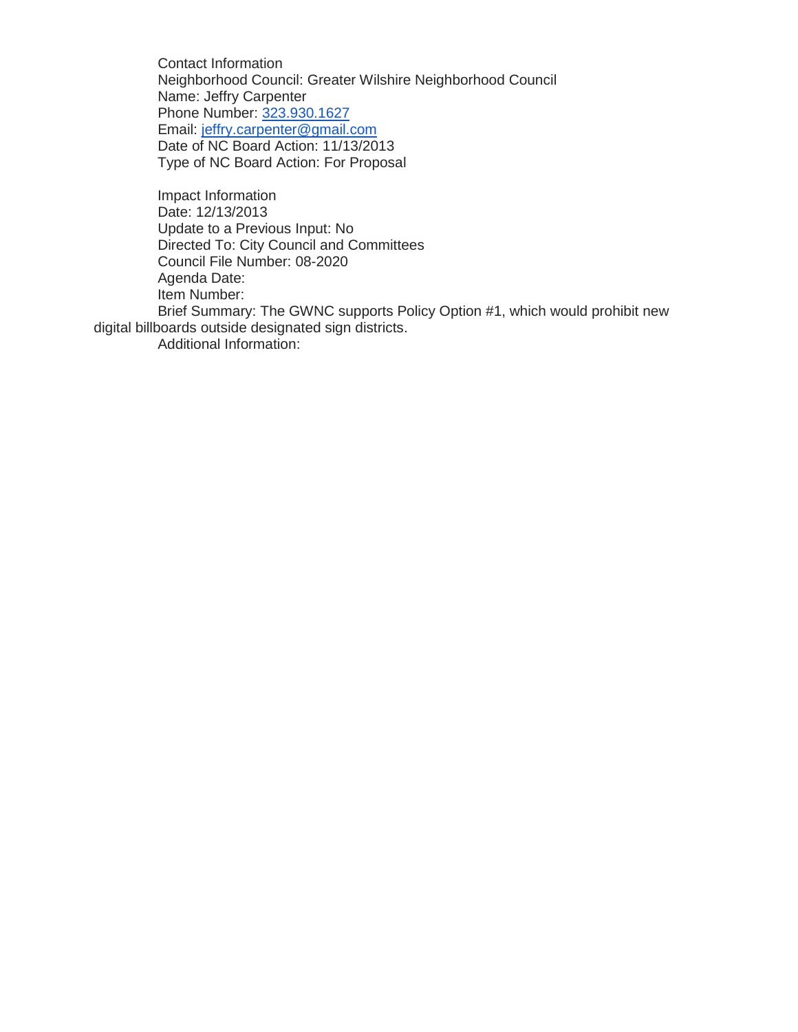Contact Information
Neighborhood Council: Greater Wilshire Neighborhood Council
Name: Jeffry Carpenter
Phone Number: 323.930.1627
Email: jeffry.carpenter@gmail.com
Date of NC Board Action: 11/13/2013
Type of NC Board Action: For Proposal

Impact Information
Date: 12/13/2013
Update to a Previous Input: No
Directed To: City Council and Committees
Council File Number: 08-2020
Agenda Date:
Item Number:
Brief Summary: The GWNC supports Policy Option #1, which would prohibit new digital billboards outside designated sign districts.
Additional Information: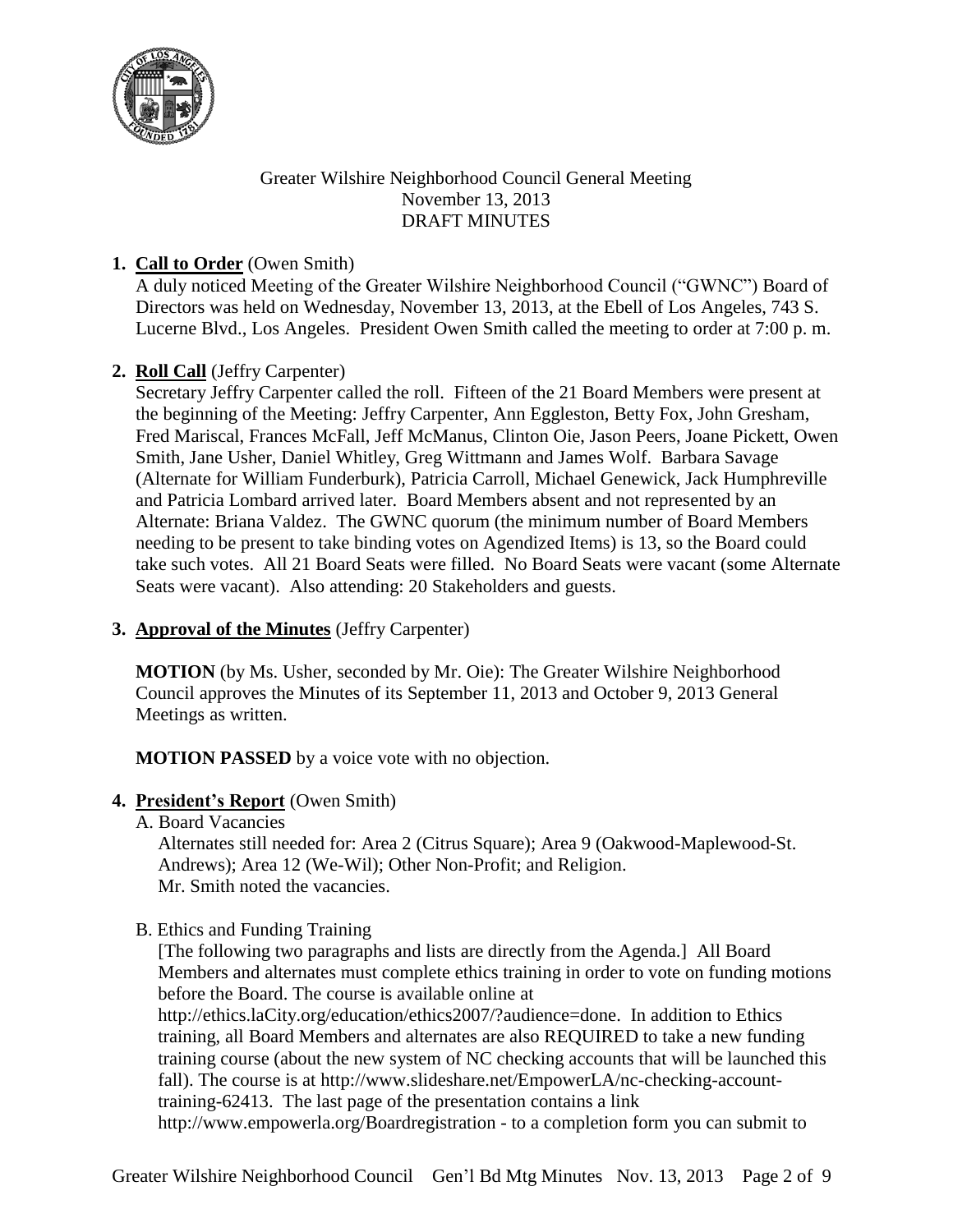Greater Wilshire Neighborhood Council General Meeting
November 13, 2013
DRAFT MINUTES

1. **Call to Order** (Owen Smith)
   A duly noticed Meeting of the Greater Wilshire Neighborhood Council ("GWNC") Board of Directors was held on Wednesday, November 13, 2013, at the Ebell of Los Angeles, 743 S. Lucerne Blvd., Los Angeles. President Owen Smith called the meeting to order at 7:00 p. m.

2. **Roll Call** (Jeffry Carpenter)
   Secretary Jeffry Carpenter called the roll. Fifteen of the 21 Board Members were present at the beginning of the Meeting: Jeffry Carpenter, Ann Eggleston, Betty Fox, John Gresham, Fred Mariscal, Frances McFall, Jeff McManus, Clinton Oie, Jason Peers, Joane Pickett, Owen Smith, Jane Usher, Daniel Whitley, Greg Wittmann and James Wolf. Barbara Savage (Alternate for William Funderburk), Patricia Carroll, Michael Genewick, Jack Humphreville and Patricia Lombard arrived later. Board Members absent and not represented by an Alternate: Briana Valdez. The GWNC quorum (the minimum number of Board Members needing to be present to take binding votes on Agendized Items) is 13, so the Board could take such votes. All 21 Board Seats were filled. No Board Seats were vacant (some Alternate Seats were vacant). Also attending: 20 Stakeholders and guests.

3. **Approval of the Minutes** (Jeffry Carpenter)

   **MOTION** (by Ms. Usher, seconded by Mr. Oie): The Greater Wilshire Neighborhood Council approves the Minutes of its September 11, 2013 and October 9, 2013 General Meetings as written.

   **MOTION PASSED** by a voice vote with no objection.

4. **President's Report** (Owen Smith)
   A. Board Vacancies
   Alternates still needed for: Area 2 (Citrus Square); Area 9 (Oakwood-Maplewood-St. Andrews); Area 12 (We-Wil); Other Non-Profit; and Religion.
   Mr. Smith noted the vacancies.

   B. Ethics and Funding Training
   [The following two paragraphs and lists are directly from the Agenda.] All Board Members and alternates must complete ethics training in order to vote on funding motions before the Board. The course is available online at http://ethics.laCity.org/education/ethics2007/?audience=done. In addition to Ethics training, all Board Members and alternates are also REQUIRED to take a new funding training course (about the new system of NC checking accounts that will be launched this fall). The course is at http://www.slideshare.net/EmpowerLA/nc-checking-account-training-62413. The last page of the presentation contains a link http://www.empowerla.org/Boardregistration - to a completion form you can submit to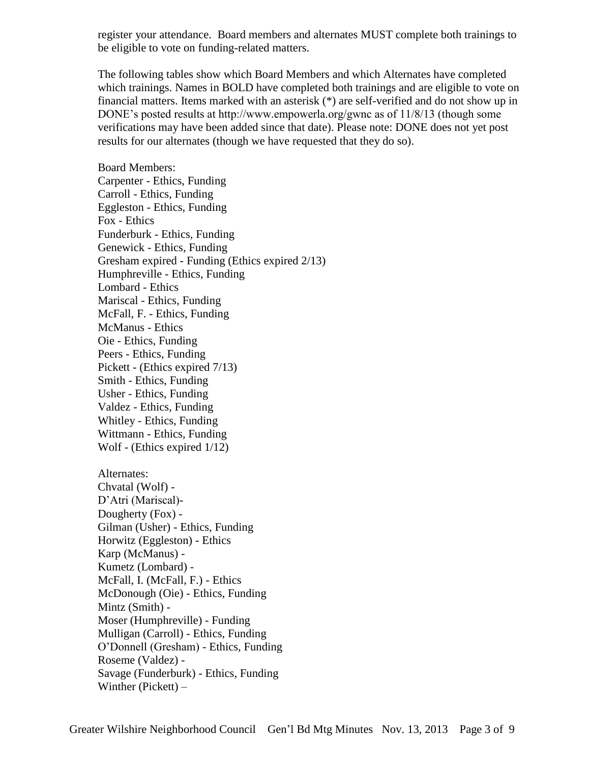register your attendance. Board members and alternates MUST complete both trainings to be eligible to vote on funding-related matters.

The following tables show which Board Members and which Alternates have completed which trainings. Names in BOLD have completed both trainings and are eligible to vote on financial matters. Items marked with an asterisk (*) are self-verified and do not show up in DONE's posted results at http://www.empowerla.org/gwnc as of 11/8/13 (though some verifications may have been added since that date). Please note: DONE does not yet post results for our alternates (though we have requested that they do so).

Board Members:
Carpenter - Ethics, Funding
Carroll - Ethics, Funding
Eggleston - Ethics, Funding
Fox - Ethics
Funderburk - Ethics, Funding
Genewick - Ethics, Funding
Gresham expired - Funding (Ethics expired 2/13)
Humphreville - Ethics, Funding
Lombard - Ethics
Mariscal - Ethics, Funding
McFall, F. - Ethics, Funding
McManus - Ethics
Oie - Ethics, Funding
Peers - Ethics, Funding
Pickett - (Ethics expired 7/13)
Smith - Ethics, Funding
Usher - Ethics, Funding
Valdez - Ethics, Funding
Whitley - Ethics, Funding
Wittmann - Ethics, Funding
Wolf - (Ethics expired 1/12)

Alternates:
Chvatal (Wolf) -
D'Atri (Mariscal)-
Dougherty (Fox) -
Gilman (Usher) - Ethics, Funding
Horwitz (Eggleston) - Ethics
Karp (McManus) -
Kumetz (Lombard) -
McFall, I. (McFall, F.) - Ethics
McDonough (Oie) - Ethics, Funding
Mintz (Smith) -
Moser (Humphreville) - Funding
Mulligan (Carroll) - Ethics, Funding
O'Donnell (Gresham) - Ethics, Funding
Roseme (Valdez) -
Savage (Funderburk) - Ethics, Funding
Winther (Pickett) –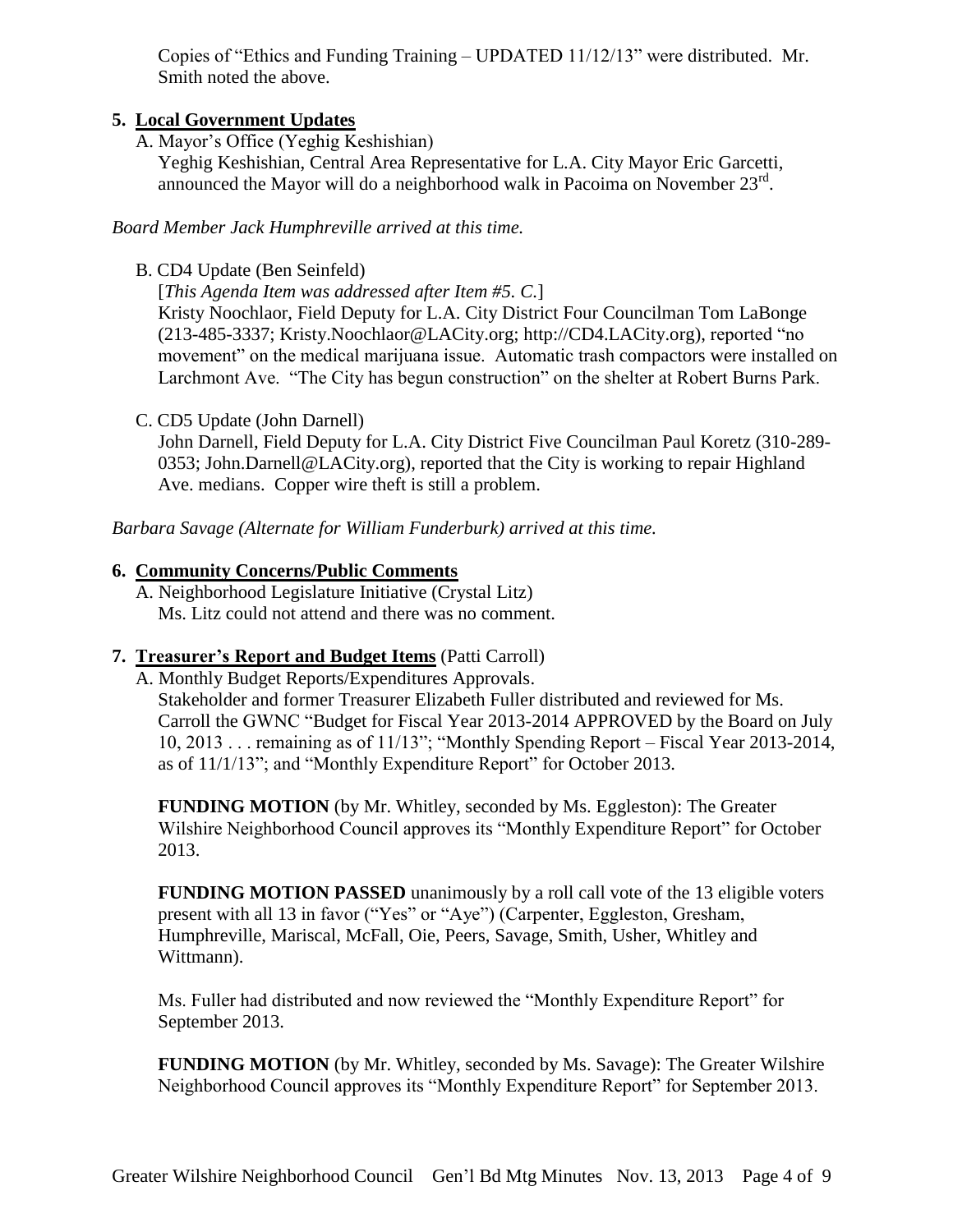Copies of "Ethics and Funding Training – UPDATED 11/12/13" were distributed. Mr. Smith noted the above.

## 5. Local Government Updates

A. Mayor's Office (Yeghig Keshishian)

Yeghig Keshishian, Central Area Representative for L.A. City Mayor Eric Garcetti, announced the Mayor will do a neighborhood walk in Pacoima on November 23rd.

*Board Member Jack Humphreville arrived at this time.*

B. CD4 Update (Ben Seinfeld)

[*This Agenda Item was addressed after Item #5. C.*]

Kristy Noochlaor, Field Deputy for L.A. City District Four Councilman Tom LaBonge (213-485-3337; Kristy.Noochlaor@LACity.org; http://CD4.LACity.org), reported "no movement" on the medical marijuana issue. Automatic trash compactors were installed on Larchmont Ave. "The City has begun construction" on the shelter at Robert Burns Park.

C. CD5 Update (John Darnell)

John Darnell, Field Deputy for L.A. City District Five Councilman Paul Koretz (310-289-0353; John.Darnell@LACity.org), reported that the City is working to repair Highland Ave. medians. Copper wire theft is still a problem.

*Barbara Savage (Alternate for William Funderburk) arrived at this time.*

## 6. Community Concerns/Public Comments

A. Neighborhood Legislature Initiative (Crystal Litz)

Ms. Litz could not attend and there was no comment.

## 7. Treasurer's Report and Budget Items (Patti Carroll)

A. Monthly Budget Reports/Expenditures Approvals.

Stakeholder and former Treasurer Elizabeth Fuller distributed and reviewed for Ms. Carroll the GWNC "Budget for Fiscal Year 2013-2014 APPROVED by the Board on July 10, 2013 . . . remaining as of 11/13"; "Monthly Spending Report – Fiscal Year 2013-2014, as of 11/1/13"; and "Monthly Expenditure Report" for October 2013.

**FUNDING MOTION** (by Mr. Whitley, seconded by Ms. Eggleston): The Greater Wilshire Neighborhood Council approves its "Monthly Expenditure Report" for October 2013.

**FUNDING MOTION PASSED** unanimously by a roll call vote of the 13 eligible voters present with all 13 in favor ("Yes" or "Aye") (Carpenter, Eggleston, Gresham, Humphreville, Mariscal, McFall, Oie, Peers, Savage, Smith, Usher, Whitley and Wittmann).

Ms. Fuller had distributed and now reviewed the "Monthly Expenditure Report" for September 2013.

**FUNDING MOTION** (by Mr. Whitley, seconded by Ms. Savage): The Greater Wilshire Neighborhood Council approves its "Monthly Expenditure Report" for September 2013.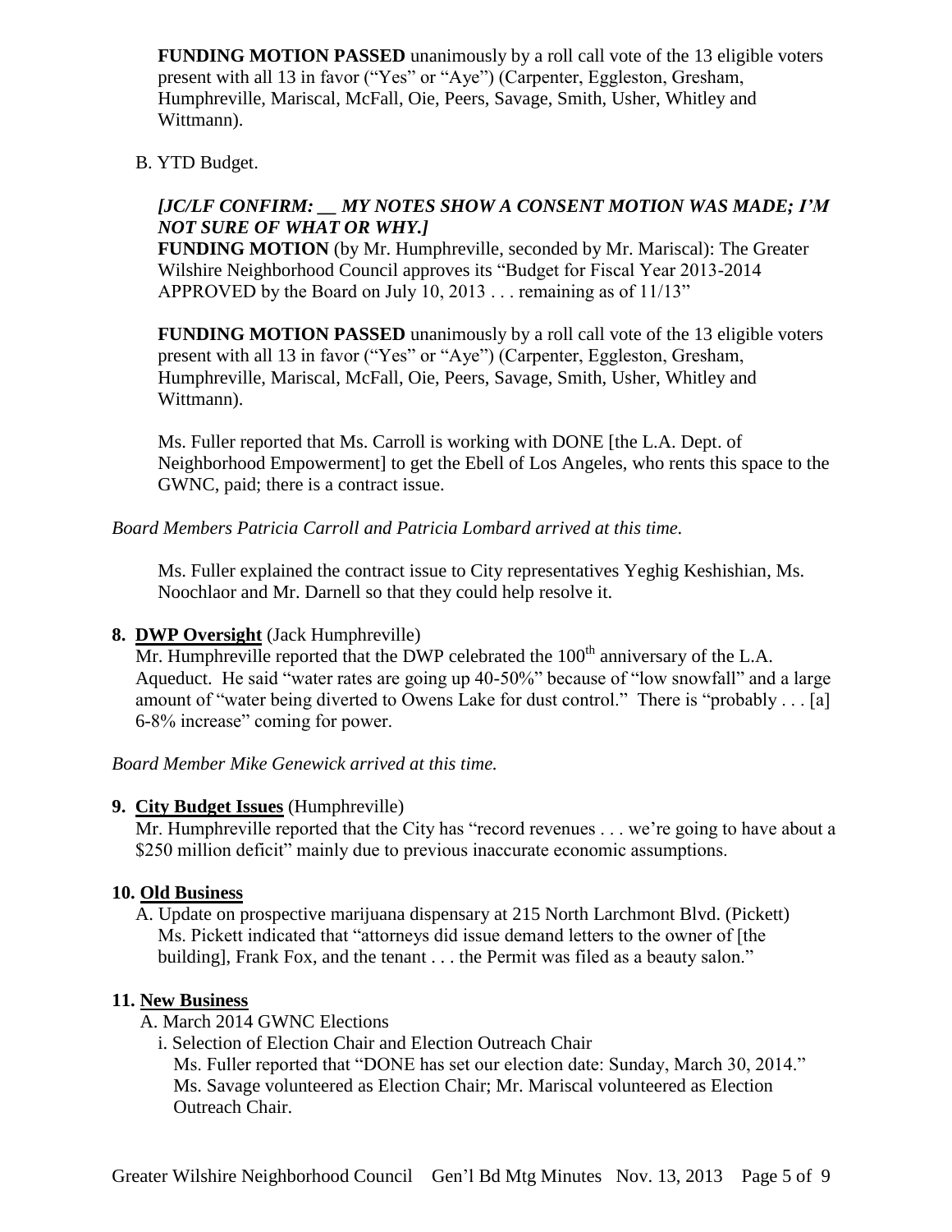**FUNDING MOTION PASSED** unanimously by a roll call vote of the 13 eligible voters present with all 13 in favor ("Yes" or "Aye") (Carpenter, Eggleston, Gresham, Humphreville, Mariscal, McFall, Oie, Peers, Savage, Smith, Usher, Whitley and Wittmann).

B. YTD Budget.

***[JC/LF CONFIRM: __ MY NOTES SHOW A CONSENT MOTION WAS MADE; I'M NOT SURE OF WHAT OR WHY.]***

**FUNDING MOTION** (by Mr. Humphreville, seconded by Mr. Mariscal): The Greater Wilshire Neighborhood Council approves its "Budget for Fiscal Year 2013-2014 APPROVED by the Board on July 10, 2013 . . . remaining as of 11/13"

**FUNDING MOTION PASSED** unanimously by a roll call vote of the 13 eligible voters present with all 13 in favor ("Yes" or "Aye") (Carpenter, Eggleston, Gresham, Humphreville, Mariscal, McFall, Oie, Peers, Savage, Smith, Usher, Whitley and Wittmann).

Ms. Fuller reported that Ms. Carroll is working with DONE [the L.A. Dept. of Neighborhood Empowerment] to get the Ebell of Los Angeles, who rents this space to the GWNC, paid; there is a contract issue.

*Board Members Patricia Carroll and Patricia Lombard arrived at this time.*

Ms. Fuller explained the contract issue to City representatives Yeghig Keshishian, Ms. Noochlaor and Mr. Darnell so that they could help resolve it.

**8. DWP Oversight** (Jack Humphreville)

Mr. Humphreville reported that the DWP celebrated the 100th anniversary of the L.A. Aqueduct. He said "water rates are going up 40-50%" because of "low snowfall" and a large amount of "water being diverted to Owens Lake for dust control." There is "probably . . . [a] 6-8% increase" coming for power.

*Board Member Mike Genewick arrived at this time.*

**9. City Budget Issues** (Humphreville)

Mr. Humphreville reported that the City has "record revenues . . . we're going to have about a $250 million deficit" mainly due to previous inaccurate economic assumptions.

**10. Old Business**

A. Update on prospective marijuana dispensary at 215 North Larchmont Blvd. (Pickett) Ms. Pickett indicated that "attorneys did issue demand letters to the owner of [the building], Frank Fox, and the tenant . . . the Permit was filed as a beauty salon."

**11. New Business**

A. March 2014 GWNC Elections

i. Selection of Election Chair and Election Outreach Chair
Ms. Fuller reported that "DONE has set our election date: Sunday, March 30, 2014." Ms. Savage volunteered as Election Chair; Mr. Mariscal volunteered as Election Outreach Chair.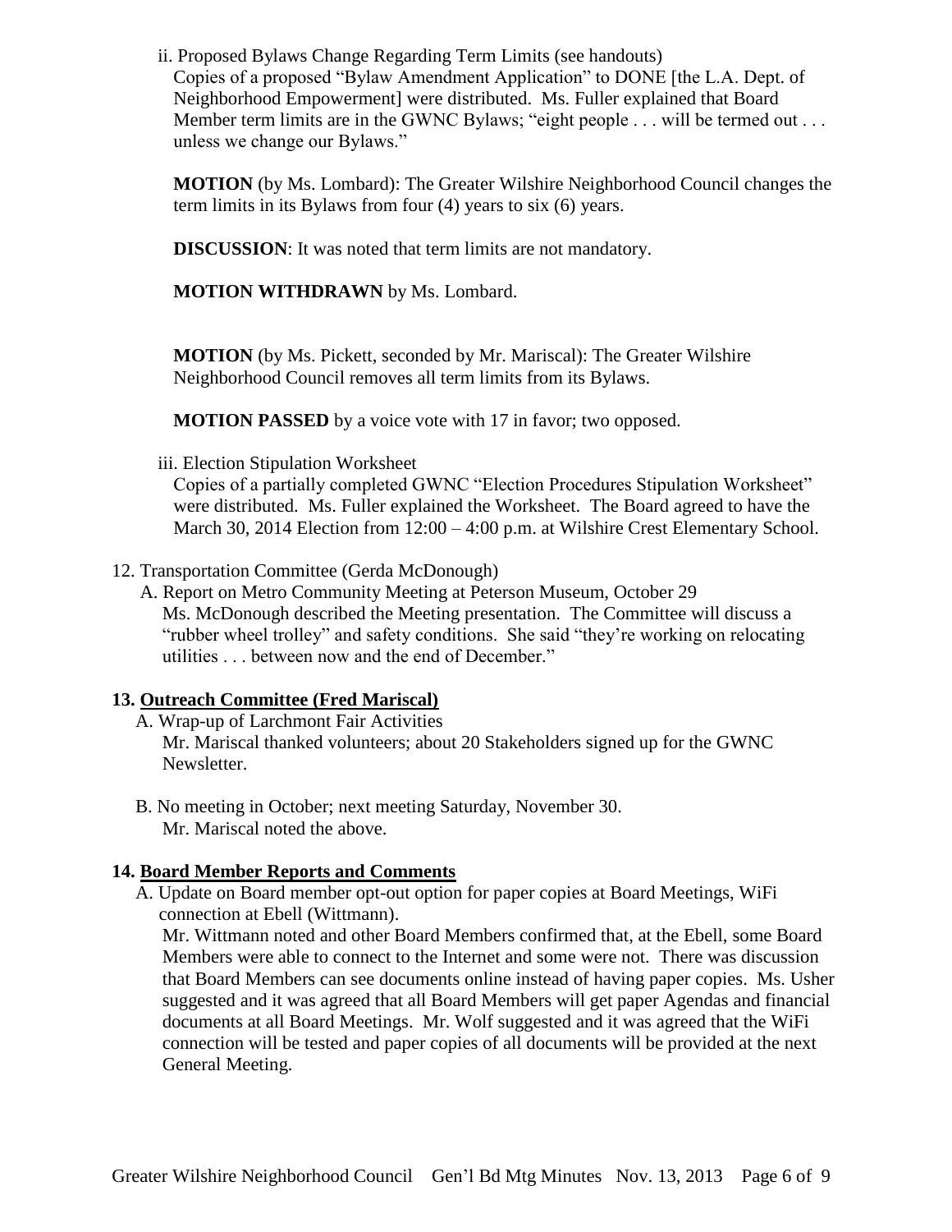ii. Proposed Bylaws Change Regarding Term Limits (see handouts)

Copies of a proposed "Bylaw Amendment Application" to DONE [the L.A. Dept. of Neighborhood Empowerment] were distributed. Ms. Fuller explained that Board Member term limits are in the GWNC Bylaws; "eight people . . . will be termed out . . . unless we change our Bylaws."

**MOTION** (by Ms. Lombard): The Greater Wilshire Neighborhood Council changes the term limits in its Bylaws from four (4) years to six (6) years.

**DISCUSSION**: It was noted that term limits are not mandatory.

**MOTION WITHDRAWN** by Ms. Lombard.

**MOTION** (by Ms. Pickett, seconded by Mr. Mariscal): The Greater Wilshire Neighborhood Council removes all term limits from its Bylaws.

**MOTION PASSED** by a voice vote with 17 in favor; two opposed.

iii. Election Stipulation Worksheet

Copies of a partially completed GWNC "Election Procedures Stipulation Worksheet" were distributed. Ms. Fuller explained the Worksheet. The Board agreed to have the March 30, 2014 Election from 12:00 – 4:00 p.m. at Wilshire Crest Elementary School.

12. Transportation Committee (Gerda McDonough)

A. Report on Metro Community Meeting at Peterson Museum, October 29

Ms. McDonough described the Meeting presentation. The Committee will discuss a "rubber wheel trolley" and safety conditions. She said "they're working on relocating utilities . . . between now and the end of December."

**13. Outreach Committee (Fred Mariscal)**

A. Wrap-up of Larchmont Fair Activities

Mr. Mariscal thanked volunteers; about 20 Stakeholders signed up for the GWNC Newsletter.

B. No meeting in October; next meeting Saturday, November 30.

Mr. Mariscal noted the above.

**14. Board Member Reports and Comments**

A. Update on Board member opt-out option for paper copies at Board Meetings, WiFi connection at Ebell (Wittmann).

Mr. Wittmann noted and other Board Members confirmed that, at the Ebell, some Board Members were able to connect to the Internet and some were not. There was discussion that Board Members can see documents online instead of having paper copies. Ms. Usher suggested and it was agreed that all Board Members will get paper Agendas and financial documents at all Board Meetings. Mr. Wolf suggested and it was agreed that the WiFi connection will be tested and paper copies of all documents will be provided at the next General Meeting.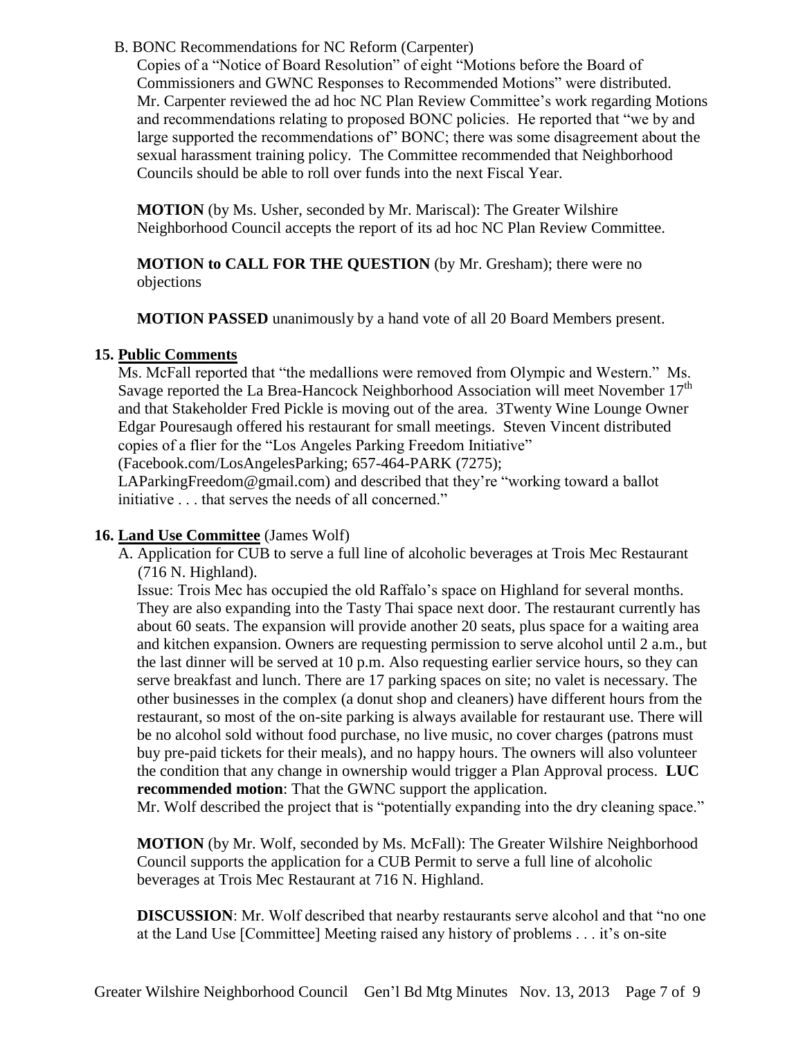B. BONC Recommendations for NC Reform (Carpenter)

Copies of a "Notice of Board Resolution" of eight "Motions before the Board of Commissioners and GWNC Responses to Recommended Motions" were distributed. Mr. Carpenter reviewed the ad hoc NC Plan Review Committee's work regarding Motions and recommendations relating to proposed BONC policies. He reported that "we by and large supported the recommendations of" BONC; there was some disagreement about the sexual harassment training policy. The Committee recommended that Neighborhood Councils should be able to roll over funds into the next Fiscal Year.

**MOTION** (by Ms. Usher, seconded by Mr. Mariscal): The Greater Wilshire Neighborhood Council accepts the report of its ad hoc NC Plan Review Committee.

**MOTION to CALL FOR THE QUESTION** (by Mr. Gresham); there were no objections

**MOTION PASSED** unanimously by a hand vote of all 20 Board Members present.

## 15. Public Comments

Ms. McFall reported that "the medallions were removed from Olympic and Western." Ms. Savage reported the La Brea-Hancock Neighborhood Association will meet November 17th and that Stakeholder Fred Pickle is moving out of the area. 3Twenty Wine Lounge Owner Edgar Pouresaugh offered his restaurant for small meetings. Steven Vincent distributed copies of a flier for the "Los Angeles Parking Freedom Initiative" (Facebook.com/LosAngelesParking; 657-464-PARK (7275); LAParkingFreedom@gmail.com) and described that they're "working toward a ballot initiative . . . that serves the needs of all concerned."

## 16. Land Use Committee (James Wolf)

A. Application for CUB to serve a full line of alcoholic beverages at Trois Mec Restaurant (716 N. Highland).

Issue: Trois Mec has occupied the old Raffalo's space on Highland for several months. They are also expanding into the Tasty Thai space next door. The restaurant currently has about 60 seats. The expansion will provide another 20 seats, plus space for a waiting area and kitchen expansion. Owners are requesting permission to serve alcohol until 2 a.m., but the last dinner will be served at 10 p.m. Also requesting earlier service hours, so they can serve breakfast and lunch. There are 17 parking spaces on site; no valet is necessary. The other businesses in the complex (a donut shop and cleaners) have different hours from the restaurant, so most of the on-site parking is always available for restaurant use. There will be no alcohol sold without food purchase, no live music, no cover charges (patrons must buy pre-paid tickets for their meals), and no happy hours. The owners will also volunteer the condition that any change in ownership would trigger a Plan Approval process. **LUC recommended motion**: That the GWNC support the application.

Mr. Wolf described the project that is "potentially expanding into the dry cleaning space."

**MOTION** (by Mr. Wolf, seconded by Ms. McFall): The Greater Wilshire Neighborhood Council supports the application for a CUB Permit to serve a full line of alcoholic beverages at Trois Mec Restaurant at 716 N. Highland.

**DISCUSSION**: Mr. Wolf described that nearby restaurants serve alcohol and that "no one at the Land Use [Committee] Meeting raised any history of problems . . . it's on-site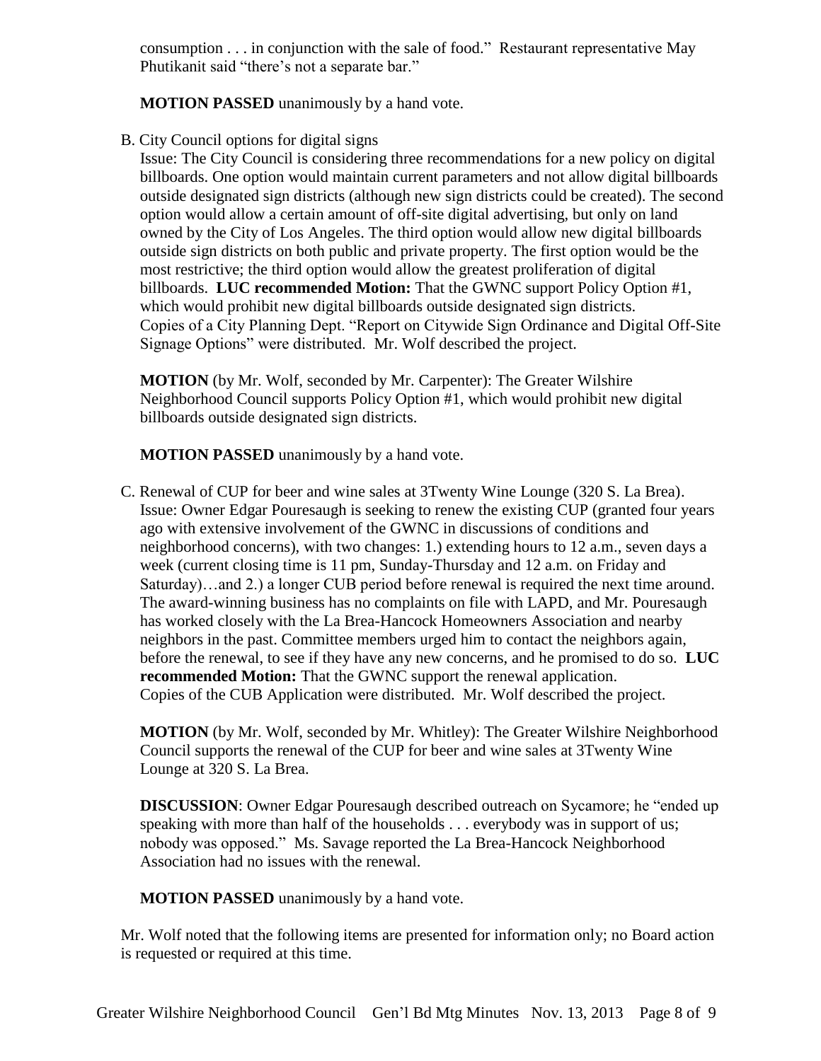consumption . . . in conjunction with the sale of food." Restaurant representative May Phutikanit said "there's not a separate bar."

**MOTION PASSED** unanimously by a hand vote.

B. City Council options for digital signs

Issue: The City Council is considering three recommendations for a new policy on digital billboards. One option would maintain current parameters and not allow digital billboards outside designated sign districts (although new sign districts could be created). The second option would allow a certain amount of off-site digital advertising, but only on land owned by the City of Los Angeles. The third option would allow new digital billboards outside sign districts on both public and private property. The first option would be the most restrictive; the third option would allow the greatest proliferation of digital billboards. **LUC recommended Motion:** That the GWNC support Policy Option #1, which would prohibit new digital billboards outside designated sign districts. Copies of a City Planning Dept. "Report on Citywide Sign Ordinance and Digital Off-Site Signage Options" were distributed. Mr. Wolf described the project.

**MOTION** (by Mr. Wolf, seconded by Mr. Carpenter): The Greater Wilshire Neighborhood Council supports Policy Option #1, which would prohibit new digital billboards outside designated sign districts.

**MOTION PASSED** unanimously by a hand vote.

C. Renewal of CUP for beer and wine sales at 3Twenty Wine Lounge (320 S. La Brea).

Issue: Owner Edgar Pouresaugh is seeking to renew the existing CUP (granted four years ago with extensive involvement of the GWNC in discussions of conditions and neighborhood concerns), with two changes: 1.) extending hours to 12 a.m., seven days a week (current closing time is 11 pm, Sunday-Thursday and 12 a.m. on Friday and Saturday)…and 2.) a longer CUB period before renewal is required the next time around. The award-winning business has no complaints on file with LAPD, and Mr. Pouresaugh has worked closely with the La Brea-Hancock Homeowners Association and nearby neighbors in the past. Committee members urged him to contact the neighbors again, before the renewal, to see if they have any new concerns, and he promised to do so. **LUC recommended Motion:** That the GWNC support the renewal application. Copies of the CUB Application were distributed. Mr. Wolf described the project.

**MOTION** (by Mr. Wolf, seconded by Mr. Whitley): The Greater Wilshire Neighborhood Council supports the renewal of the CUP for beer and wine sales at 3Twenty Wine Lounge at 320 S. La Brea.

**DISCUSSION**: Owner Edgar Pouresaugh described outreach on Sycamore; he "ended up speaking with more than half of the households . . . everybody was in support of us; nobody was opposed." Ms. Savage reported the La Brea-Hancock Neighborhood Association had no issues with the renewal.

**MOTION PASSED** unanimously by a hand vote.

Mr. Wolf noted that the following items are presented for information only; no Board action is requested or required at this time.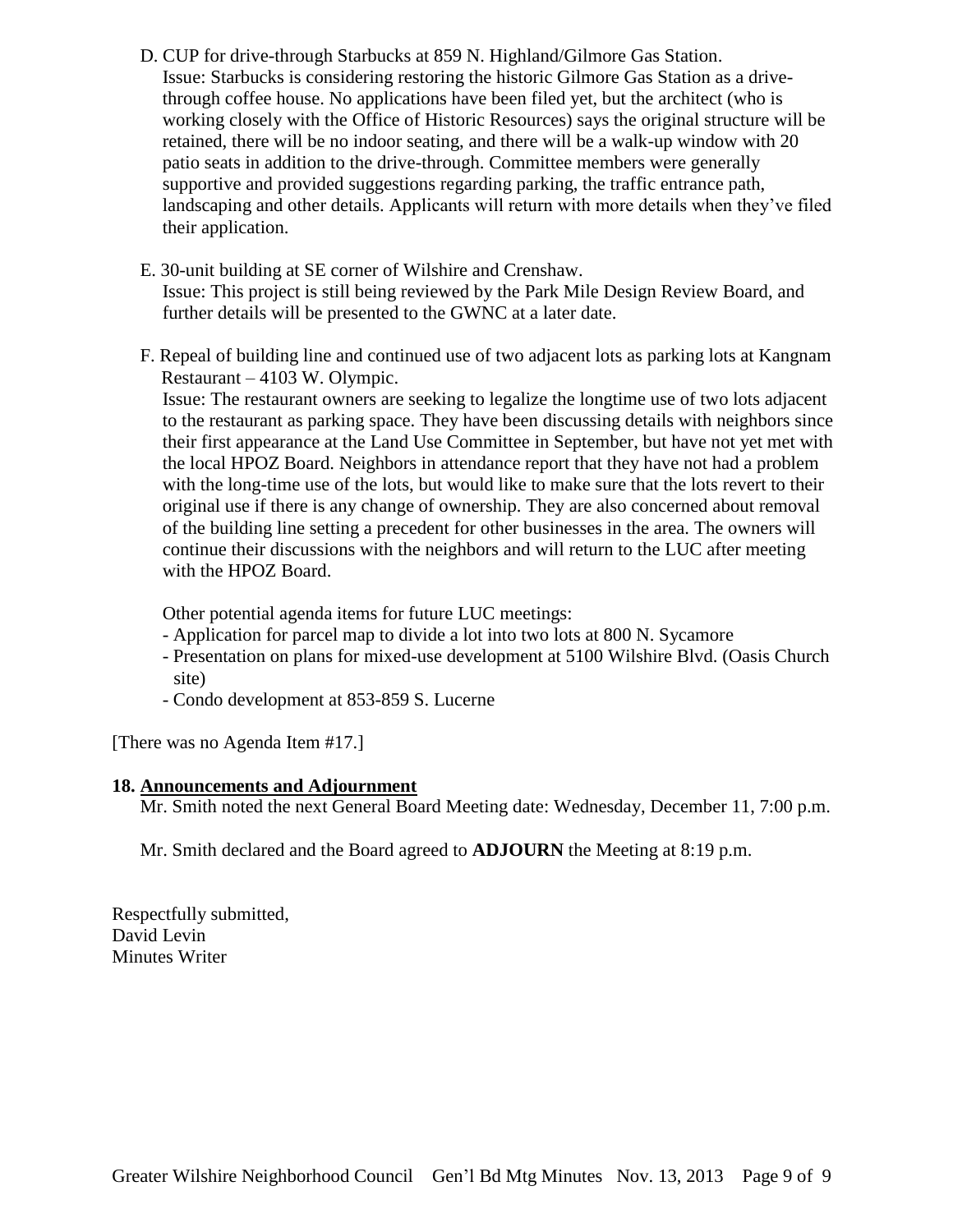D. CUP for drive-through Starbucks at 859 N. Highland/Gilmore Gas Station.
   Issue: Starbucks is considering restoring the historic Gilmore Gas Station as a drive-through coffee house. No applications have been filed yet, but the architect (who is working closely with the Office of Historic Resources) says the original structure will be retained, there will be no indoor seating, and there will be a walk-up window with 20 patio seats in addition to the drive-through. Committee members were generally supportive and provided suggestions regarding parking, the traffic entrance path, landscaping and other details. Applicants will return with more details when they've filed their application.

E. 30-unit building at SE corner of Wilshire and Crenshaw.
   Issue: This project is still being reviewed by the Park Mile Design Review Board, and further details will be presented to the GWNC at a later date.

F. Repeal of building line and continued use of two adjacent lots as parking lots at Kangnam Restaurant – 4103 W. Olympic.
   Issue: The restaurant owners are seeking to legalize the longtime use of two lots adjacent to the restaurant as parking space. They have been discussing details with neighbors since their first appearance at the Land Use Committee in September, but have not yet met with the local HPOZ Board. Neighbors in attendance report that they have not had a problem with the long-time use of the lots, but would like to make sure that the lots revert to their original use if there is any change of ownership. They are also concerned about removal of the building line setting a precedent for other businesses in the area. The owners will continue their discussions with the neighbors and will return to the LUC after meeting with the HPOZ Board.

   Other potential agenda items for future LUC meetings:
   - Application for parcel map to divide a lot into two lots at 800 N. Sycamore
   - Presentation on plans for mixed-use development at 5100 Wilshire Blvd. (Oasis Church site)
   - Condo development at 853-859 S. Lucerne

[There was no Agenda Item #17.]

**18. Announcements and Adjournment**

Mr. Smith noted the next General Board Meeting date: Wednesday, December 11, 7:00 p.m.

Mr. Smith declared and the Board agreed to **ADJOURN** the Meeting at 8:19 p.m.

Respectfully submitted,
David Levin
Minutes Writer